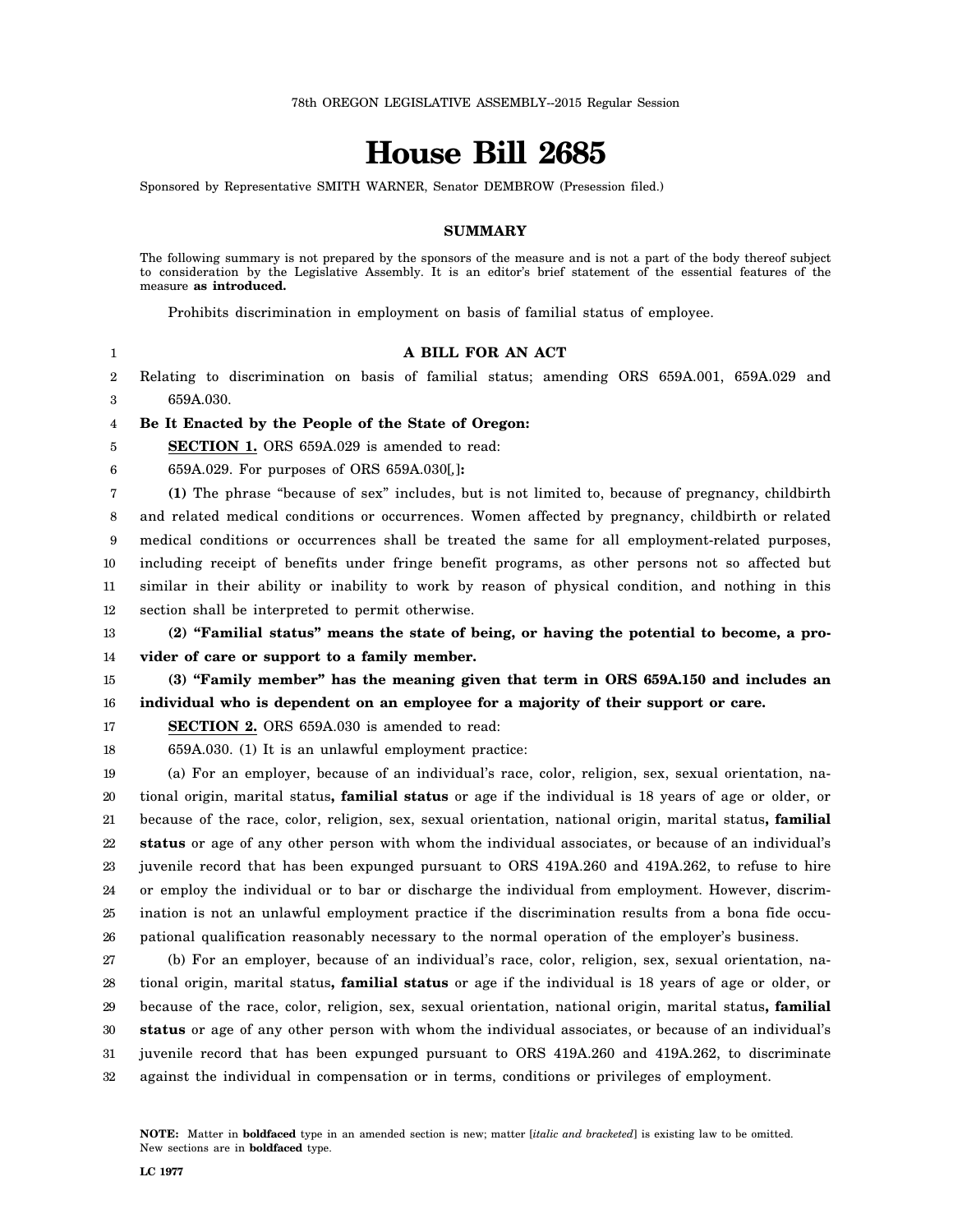78th OREGON LEGISLATIVE ASSEMBLY--2015 Regular Session

# House Bill 2685

Sponsored by Representative SMITH WARNER, Senator DEMBROW (Presession filed.)

## SUMMARY

The following summary is not prepared by the sponsors of the measure and is not a part of the body thereof subject to consideration by the Legislative Assembly. It is an editor's brief statement of the essential features of the measure **as introduced.**

Prohibits discrimination in employment on basis of familial status of employee.

**A BILL FOR AN ACT**

Relating to discrimination on basis of familial status; amending ORS 659A.001, 659A.029 and 659A.030.

**Be It Enacted by the People of the State of Oregon:**

**SECTION 1.** ORS 659A.029 is amended to read:

659A.029. For purposes of ORS 659A.030[*,*]**:**

**(1)** The phrase "because of sex" includes, but is not limited to, because of pregnancy, childbirth and related medical conditions or occurrences. Women affected by pregnancy, childbirth or related medical conditions or occurrences shall be treated the same for all employment-related purposes, including receipt of benefits under fringe benefit programs, as other persons not so affected but similar in their ability or inability to work by reason of physical condition, and nothing in this section shall be interpreted to permit otherwise.

**(2) "Familial status" means the state of being, or having the potential to become, a provider of care or support to a family member.**

**(3) "Family member" has the meaning given that term in ORS 659A.150 and includes an individual who is dependent on an employee for a majority of their support or care.**

**SECTION 2.** ORS 659A.030 is amended to read:

659A.030. (1) It is an unlawful employment practice:

(a) For an employer, because of an individual's race, color, religion, sex, sexual orientation, national origin, marital status**, familial status** or age if the individual is 18 years of age or older, or because of the race, color, religion, sex, sexual orientation, national origin, marital status**, familial status** or age of any other person with whom the individual associates, or because of an individual's juvenile record that has been expunged pursuant to ORS 419A.260 and 419A.262, to refuse to hire or employ the individual or to bar or discharge the individual from employment. However, discrimination is not an unlawful employment practice if the discrimination results from a bona fide occupational qualification reasonably necessary to the normal operation of the employer's business.

(b) For an employer, because of an individual's race, color, religion, sex, sexual orientation, national origin, marital status**, familial status** or age if the individual is 18 years of age or older, or because of the race, color, religion, sex, sexual orientation, national origin, marital status**, familial status** or age of any other person with whom the individual associates, or because of an individual's juvenile record that has been expunged pursuant to ORS 419A.260 and 419A.262, to discriminate against the individual in compensation or in terms, conditions or privileges of employment.

**NOTE:** Matter in **boldfaced** type in an amended section is new; matter [*italic and bracketed*] is existing law to be omitted. New sections are in **boldfaced** type.

LC 1977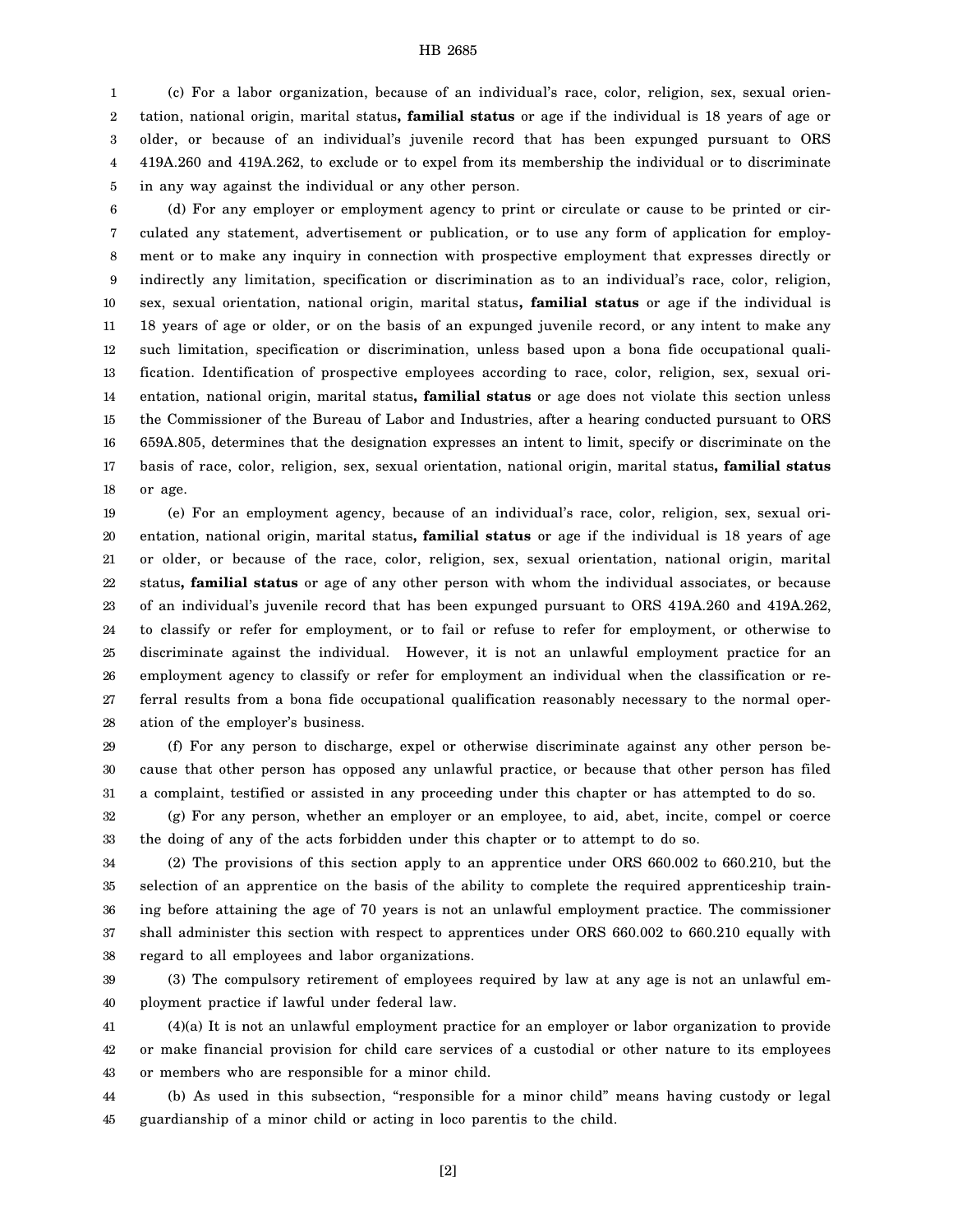(c) For a labor organization, because of an individual's race, color, religion, sex, sexual orientation, national origin, marital status**, familial status** or age if the individual is 18 years of age or older, or because of an individual's juvenile record that has been expunged pursuant to ORS 419A.260 and 419A.262, to exclude or to expel from its membership the individual or to discriminate in any way against the individual or any other person.

(d) For any employer or employment agency to print or circulate or cause to be printed or circulated any statement, advertisement or publication, or to use any form of application for employment or to make any inquiry in connection with prospective employment that expresses directly or indirectly any limitation, specification or discrimination as to an individual's race, color, religion, sex, sexual orientation, national origin, marital status**, familial status** or age if the individual is 18 years of age or older, or on the basis of an expunged juvenile record, or any intent to make any such limitation, specification or discrimination, unless based upon a bona fide occupational qualification. Identification of prospective employees according to race, color, religion, sex, sexual orientation, national origin, marital status**, familial status** or age does not violate this section unless the Commissioner of the Bureau of Labor and Industries, after a hearing conducted pursuant to ORS 659A.805, determines that the designation expresses an intent to limit, specify or discriminate on the basis of race, color, religion, sex, sexual orientation, national origin, marital status**, familial status** or age.

(e) For an employment agency, because of an individual's race, color, religion, sex, sexual orientation, national origin, marital status**, familial status** or age if the individual is 18 years of age or older, or because of the race, color, religion, sex, sexual orientation, national origin, marital status**, familial status** or age of any other person with whom the individual associates, or because of an individual's juvenile record that has been expunged pursuant to ORS 419A.260 and 419A.262, to classify or refer for employment, or to fail or refuse to refer for employment, or otherwise to discriminate against the individual. However, it is not an unlawful employment practice for an employment agency to classify or refer for employment an individual when the classification or referral results from a bona fide occupational qualification reasonably necessary to the normal operation of the employer's business.

(f) For any person to discharge, expel or otherwise discriminate against any other person because that other person has opposed any unlawful practice, or because that other person has filed a complaint, testified or assisted in any proceeding under this chapter or has attempted to do so.

(g) For any person, whether an employer or an employee, to aid, abet, incite, compel or coerce the doing of any of the acts forbidden under this chapter or to attempt to do so.

(2) The provisions of this section apply to an apprentice under ORS 660.002 to 660.210, but the selection of an apprentice on the basis of the ability to complete the required apprenticeship training before attaining the age of 70 years is not an unlawful employment practice. The commissioner shall administer this section with respect to apprentices under ORS 660.002 to 660.210 equally with regard to all employees and labor organizations.

(3) The compulsory retirement of employees required by law at any age is not an unlawful employment practice if lawful under federal law.

(4)(a) It is not an unlawful employment practice for an employer or labor organization to provide or make financial provision for child care services of a custodial or other nature to its employees or members who are responsible for a minor child.

(b) As used in this subsection, "responsible for a minor child" means having custody or legal guardianship of a minor child or acting in loco parentis to the child.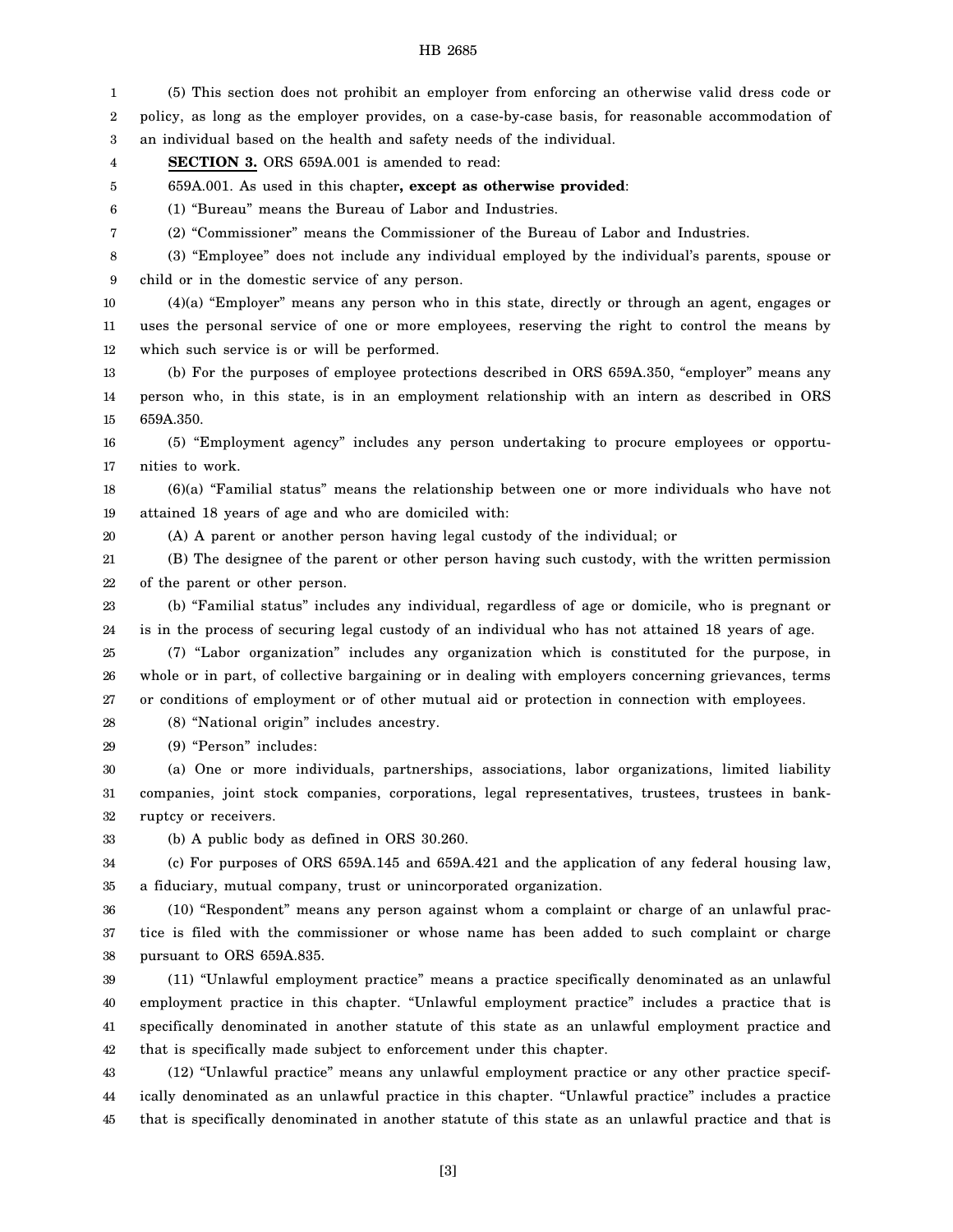(5) This section does not prohibit an employer from enforcing an otherwise valid dress code or policy, as long as the employer provides, on a case-by-case basis, for reasonable accommodation of an individual based on the health and safety needs of the individual.

**SECTION 3.** ORS 659A.001 is amended to read:

659A.001. As used in this chapter**, except as otherwise provided**:

(1) "Bureau" means the Bureau of Labor and Industries.

(2) "Commissioner" means the Commissioner of the Bureau of Labor and Industries.

(3) "Employee" does not include any individual employed by the individual's parents, spouse or child or in the domestic service of any person.

(4)(a) "Employer" means any person who in this state, directly or through an agent, engages or uses the personal service of one or more employees, reserving the right to control the means by which such service is or will be performed.

(b) For the purposes of employee protections described in ORS 659A.350, "employer" means any person who, in this state, is in an employment relationship with an intern as described in ORS 659A.350.

(5) "Employment agency" includes any person undertaking to procure employees or opportunities to work.

(6)(a) "Familial status" means the relationship between one or more individuals who have not attained 18 years of age and who are domiciled with:

(A) A parent or another person having legal custody of the individual; or

(B) The designee of the parent or other person having such custody, with the written permission of the parent or other person.

(b) "Familial status" includes any individual, regardless of age or domicile, who is pregnant or is in the process of securing legal custody of an individual who has not attained 18 years of age.

(7) "Labor organization" includes any organization which is constituted for the purpose, in whole or in part, of collective bargaining or in dealing with employers concerning grievances, terms or conditions of employment or of other mutual aid or protection in connection with employees.

(8) "National origin" includes ancestry.

(9) "Person" includes:

(a) One or more individuals, partnerships, associations, labor organizations, limited liability companies, joint stock companies, corporations, legal representatives, trustees, trustees in bankruptcy or receivers.

(b) A public body as defined in ORS 30.260.

(c) For purposes of ORS 659A.145 and 659A.421 and the application of any federal housing law, a fiduciary, mutual company, trust or unincorporated organization.

(10) "Respondent" means any person against whom a complaint or charge of an unlawful practice is filed with the commissioner or whose name has been added to such complaint or charge pursuant to ORS 659A.835.

(11) "Unlawful employment practice" means a practice specifically denominated as an unlawful employment practice in this chapter. "Unlawful employment practice" includes a practice that is specifically denominated in another statute of this state as an unlawful employment practice and that is specifically made subject to enforcement under this chapter.

(12) "Unlawful practice" means any unlawful employment practice or any other practice specifically denominated as an unlawful practice in this chapter. "Unlawful practice" includes a practice that is specifically denominated in another statute of this state as an unlawful practice and that is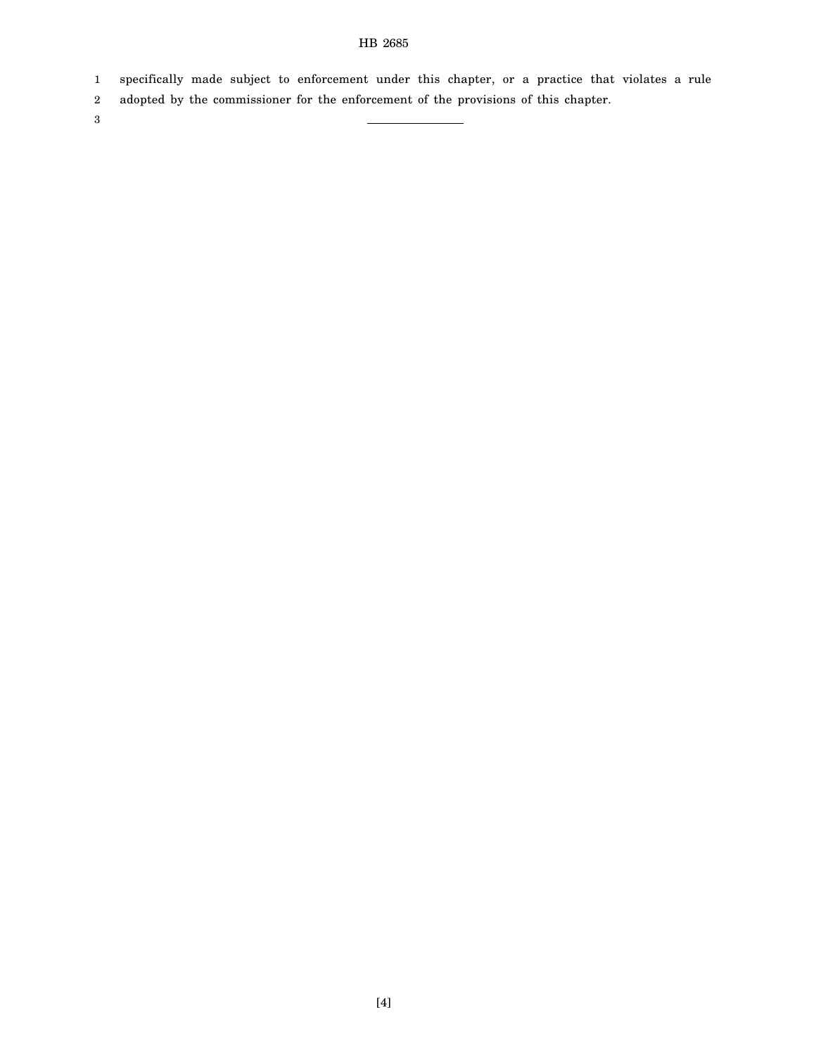specifically made subject to enforcement under this chapter, or a practice that violates a rule adopted by the commissioner for the enforcement of the provisions of this chapter.

---